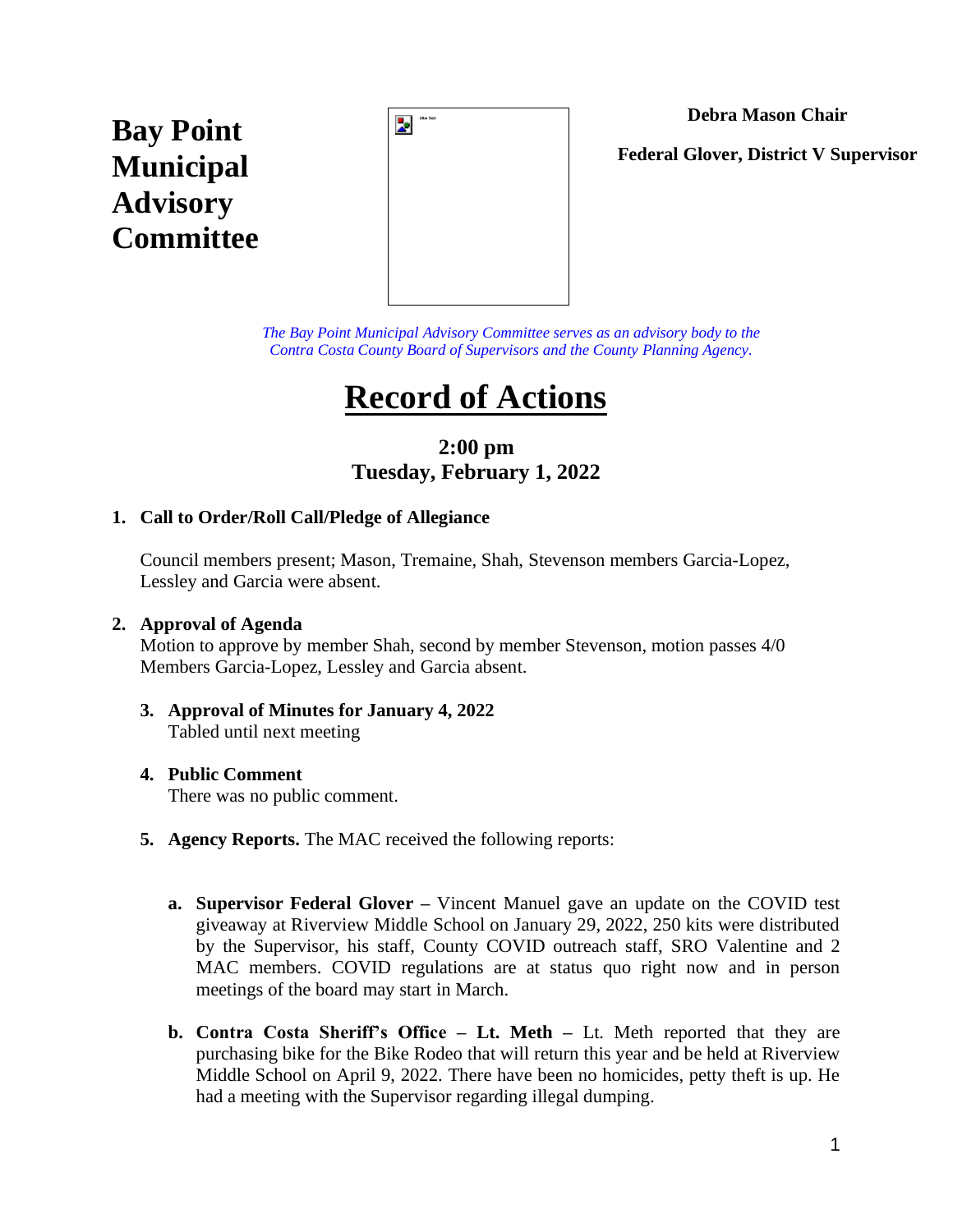# Bay Point Municipal Advisory Committee

**Debra Mason Chair**

**Federal Glover, District V Supervisor**

*The Bay Point Municipal Advisory Committee serves as an advisory body to the Contra Costa County Board of Supervisors and the County Planning Agency.*

# Record of Actions

### 2:00 pm
### Tuesday, February 1, 2022

1. **Call to Order/Roll Call/Pledge of Allegiance**

   Council members present; Mason, Tremaine, Shah, Stevenson members Garcia-Lopez, Lessley and Garcia were absent.

2. **Approval of Agenda**
   Motion to approve by member Shah, second by member Stevenson, motion passes 4/0 Members Garcia-Lopez, Lessley and Garcia absent.

3. **Approval of Minutes for January 4, 2022**
   Tabled until next meeting

4. **Public Comment**
   There was no public comment.

5. **Agency Reports.** The MAC received the following reports:

   a. **Supervisor Federal Glover –** Vincent Manuel gave an update on the COVID test giveaway at Riverview Middle School on January 29, 2022, 250 kits were distributed by the Supervisor, his staff, County COVID outreach staff, SRO Valentine and 2 MAC members. COVID regulations are at status quo right now and in person meetings of the board may start in March.

   b. **Contra Costa Sheriff's Office – Lt. Meth –** Lt. Meth reported that they are purchasing bike for the Bike Rodeo that will return this year and be held at Riverview Middle School on April 9, 2022. There have been no homicides, petty theft is up. He had a meeting with the Supervisor regarding illegal dumping.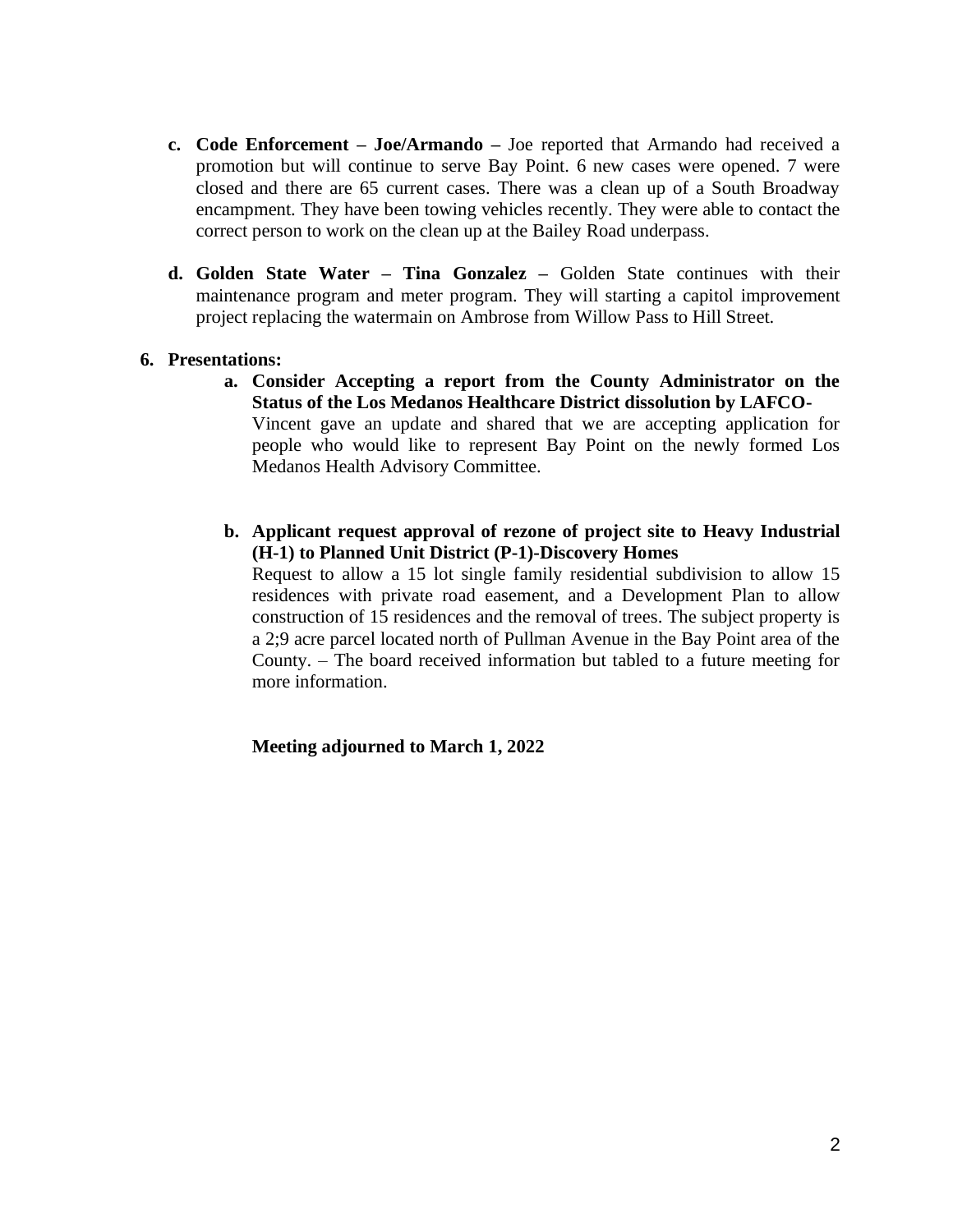c. **Code Enforcement – Joe/Armando –** Joe reported that Armando had received a promotion but will continue to serve Bay Point. 6 new cases were opened. 7 were closed and there are 65 current cases. There was a clean up of a South Broadway encampment. They have been towing vehicles recently. They were able to contact the correct person to work on the clean up at the Bailey Road underpass.

d. **Golden State Water – Tina Gonzalez –** Golden State continues with their maintenance program and meter program. They will starting a capitol improvement project replacing the watermain on Ambrose from Willow Pass to Hill Street.

6. **Presentations:**

   a. **Consider Accepting a report from the County Administrator on the Status of the Los Medanos Healthcare District dissolution by LAFCO-**
   Vincent gave an update and shared that we are accepting application for people who would like to represent Bay Point on the newly formed Los Medanos Health Advisory Committee.

   b. **Applicant request approval of rezone of project site to Heavy Industrial (H-1) to Planned Unit District (P-1)-Discovery Homes**
   Request to allow a 15 lot single family residential subdivision to allow 15 residences with private road easement, and a Development Plan to allow construction of 15 residences and the removal of trees. The subject property is a 2;9 acre parcel located north of Pullman Avenue in the Bay Point area of the County. – The board received information but tabled to a future meeting for more information.

**Meeting adjourned to March 1, 2022**